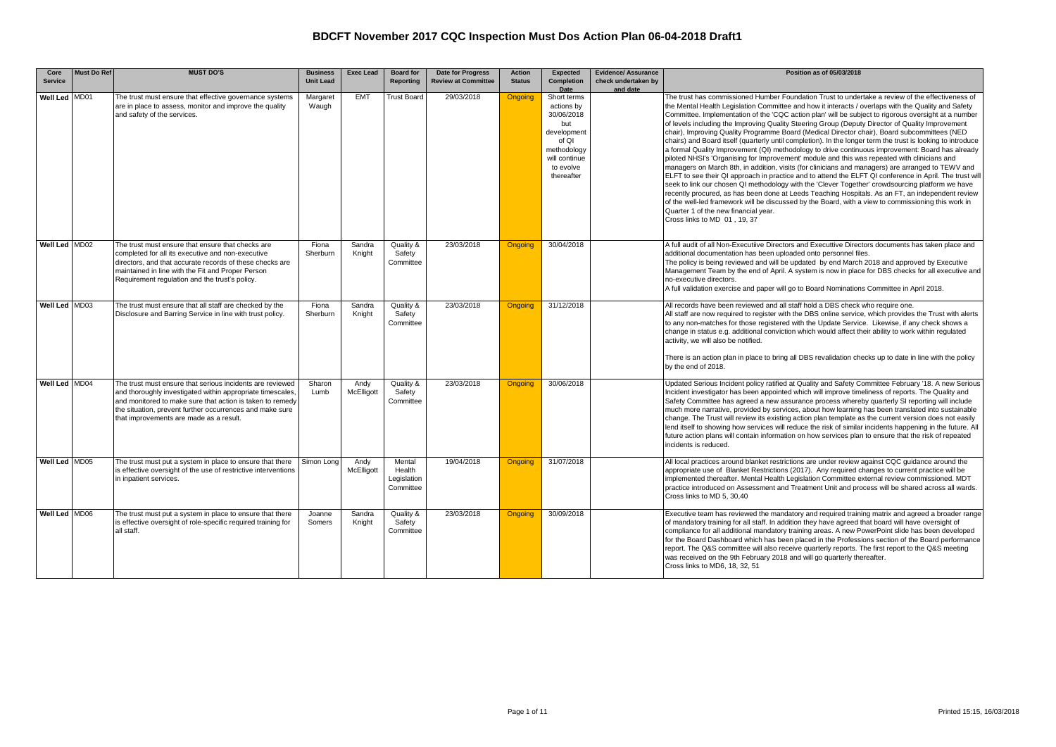# BDCFT November 2017 CQC Inspection Must Dos Action Plan 06-04-2018 Draft1

| Core Service | Must Do Ref | MUST DO'S | Business Unit Lead | Exec Lead | Board for Reporting | Date for Progress Review at Committee | Action Status | Expected Completion Date | Evidence/ Assurance check undertaken by and date | Position as of 05/03/2018 |
|---|---|---|---|---|---|---|---|---|---|---|
| Well Led | MD01 | The trust must ensure that effective governance systems are in place to assess, monitor and improve the quality and safety of the services. | Margaret Waugh | EMT | Trust Board | 29/03/2018 | Ongoing | Short terms actions by 30/06/2018 but development of QI methodology will continue to evolve thereafter | | The trust has commissioned Humber Foundation Trust to undertake a review of the effectiveness of the Mental Health Legislation Committee and how it interacts / overlaps with the Quality and Safety Committee. Implementation of the 'CQC action plan' will be subject to rigorous oversight at a number of levels including the Improving Quality Steering Group (Deputy Director of Quality Improvement chair), Improving Quality Programme Board (Medical Director chair), Board subcommittees (NED chairs) and Board itself (quarterly until completion). In the longer term the trust is looking to introduce a formal Quality Improvement (QI) methodology to drive continuous improvement: Board has already piloted NHSI's 'Organising for Improvement' module and this was repeated with clinicians and managers on March 8th, in addition, visits (for clinicians and managers) are arranged to TEWV and ELFT to see their QI approach in practice and to attend the ELFT QI conference in April. The trust will seek to link our chosen QI methodology with the 'Clever Together' crowdsourcing platform we have recently procured, as has been done at Leeds Teaching Hospitals. As an FT, an independent review of the well-led framework will be discussed by the Board, with a view to commissioning this work in Quarter 1 of the new financial year.<br>Cross links to MD 01 , 19, 37 |
| Well Led | MD02 | The trust must ensure that ensure that checks are completed for all its executive and non-executive directors, and that accurate records of these checks are maintained in line with the Fit and Proper Person Requirement regulation and the trust's policy. | Fiona Sherburn | Sandra Knight | Quality & Safety Committee | 23/03/2018 | Ongoing | 30/04/2018 | | A full audit of all Non-Executiive Directors and Executtive Directors documents has taken place and additional documentation has been uploaded onto personnel files.<br>The policy is being reviewed and will be updated by end March 2018 and approved by Executive Management Team by the end of April. A system is now in place for DBS checks for all executive and no-executive directors.<br>A full validation exercise and paper will go to Board Nominations Committee in April 2018. |
| Well Led | MD03 | The trust must ensure that all staff are checked by the Disclosure and Barring Service in line with trust policy. | Fiona Sherburn | Sandra Knight | Quality & Safety Committee | 23/03/2018 | Ongoing | 31/12/2018 | | All records have been reviewed and all staff hold a DBS check who require one.<br>All staff are now required to register with the DBS online service, which provides the Trust with alerts to any non-matches for those registered with the Update Service. Likewise, if any check shows a change in status e.g. additional conviction which would affect their ability to work within regulated activity, we will also be notified.<br><br>There is an action plan in place to bring all DBS revalidation checks up to date in line with the policy by the end of 2018. |
| Well Led | MD04 | The trust must ensure that serious incidents are reviewed and thoroughly investigated within appropriate timescales, and monitored to make sure that action is taken to remedy the situation, prevent further occurrences and make sure that improvements are made as a result. | Sharon Lumb | Andy McElligott | Quality & Safety Committee | 23/03/2018 | Ongoing | 30/06/2018 | | Updated Serious Incident policy ratified at Quality and Safety Committee February '18. A new Serious Incident investigator has been appointed which will improve timeliness of reports. The Quality and Safety Committee has agreed a new assurance process whereby quarterly SI reporting will include much more narrative, provided by services, about how learning has been translated into sustainable change. The Trust will review its existing action plan template as the current version does not easily lend itself to showing how services will reduce the risk of similar incidents happening in the future. All future action plans will contain information on how services plan to ensure that the risk of repeated incidents is reduced. |
| Well Led | MD05 | The trust must put a system in place to ensure that there is effective oversight of the use of restrictive interventions in inpatient services. | Simon Long | Andy McElligott | Mental Health Legislation Committee | 19/04/2018 | Ongoing | 31/07/2018 | | All local practices around blanket restrictions are under review against CQC guidance around the appropriate use of Blanket Restrictions (2017). Any required changes to current practice will be implemented thereafter. Mental Health Legislation Committee external review commissioned. MDT practice introduced on Assessment and Treatment Unit and process will be shared across all wards.<br>Cross links to MD 5, 30,40 |
| Well Led | MD06 | The trust must put a system in place to ensure that there is effective oversight of role-specific required training for all staff. | Joanne Somers | Sandra Knight | Quality & Safety Committee | 23/03/2018 | Ongoing | 30/09/2018 | | Executive team has reviewed the mandatory and required training matrix and agreed a broader range of mandatory training for all staff. In addition they have agreed that board will have oversight of compliance for all additional mandatory training areas. A new PowerPoint slide has been developed for the Board Dashboard which has been placed in the Professions section of the Board performance report. The Q&S committee will also receive quarterly reports. The first report to the Q&S meeting was received on the 9th February 2018 and will go quarterly thereafter.<br>Cross links to MD6, 18, 32, 51 |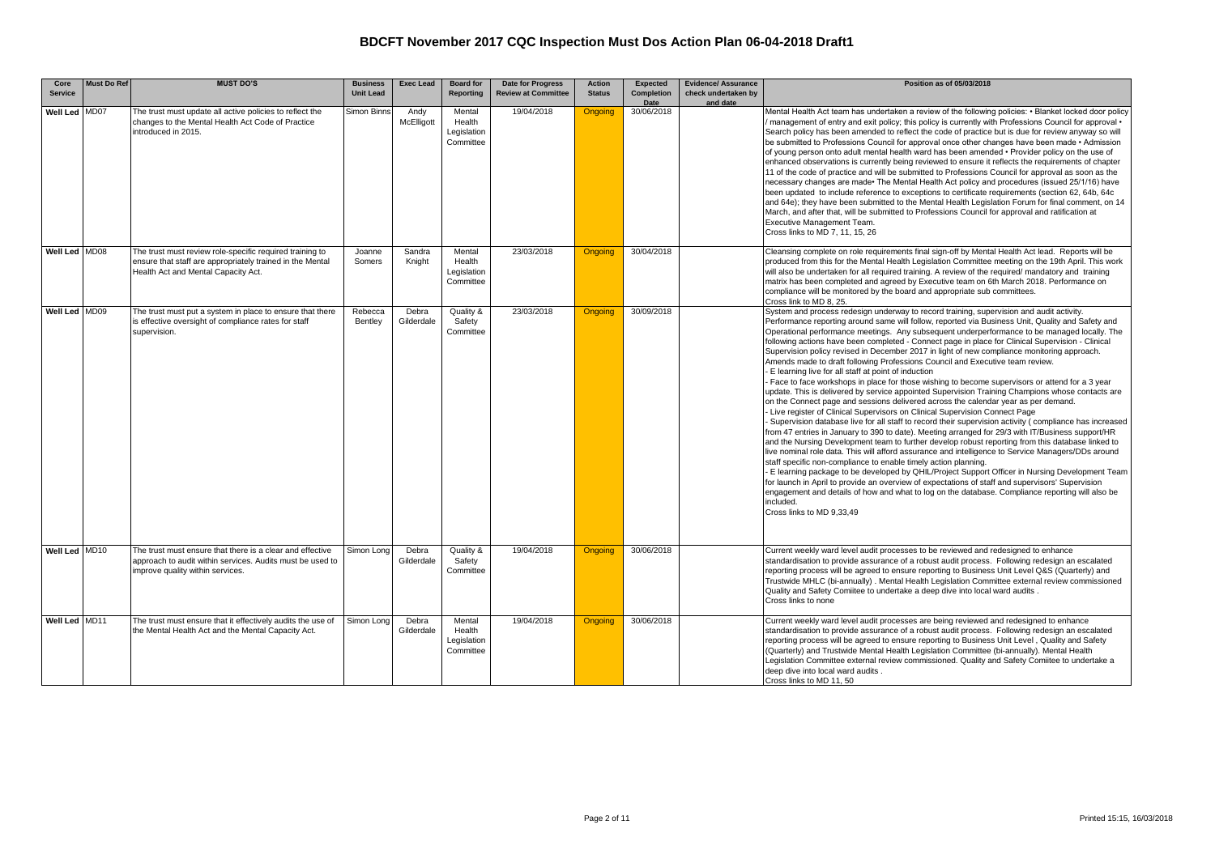# BDCFT November 2017 CQC Inspection Must Dos Action Plan 06-04-2018 Draft1

| Core Service | Must Do Ref | MUST DO'S | Business Unit Lead | Exec Lead | Board for Reporting | Date for Progress Review at Committee | Action Status | Expected Completion Date | Evidence/ Assurance check undertaken by and date | Position as of 05/03/2018 |
|---|---|---|---|---|---|---|---|---|---|---|
| Well Led | MD07 | The trust must update all active policies to reflect the changes to the Mental Health Act Code of Practice introduced in 2015. | Simon Binns | Andy McElligott | Mental Health Legislation Committee | 19/04/2018 | Ongoing | 30/06/2018 | | Mental Health Act team has undertaken a review of the following policies: • Blanket locked door policy / management of entry and exit policy; this policy is currently with Professions Council for approval • Search policy has been amended to reflect the code of practice but is due for review anyway so will be submitted to Professions Council for approval once other changes have been made • Admission of young person onto adult mental health ward has been amended • Provider policy on the use of enhanced observations is currently being reviewed to ensure it reflects the requirements of chapter 11 of the code of practice and will be submitted to Professions Council for approval as soon as the necessary changes are made• The Mental Health Act policy and procedures (issued 25/1/16) have been updated to include reference to exceptions to certificate requirements (section 62, 64b, 64c and 64e); they have been submitted to the Mental Health Legislation Forum for final comment, on 14 March, and after that, will be submitted to Professions Council for approval and ratification at Executive Management Team.<br>Cross links to MD 7, 11, 15, 26 |
| Well Led | MD08 | The trust must review role-specific required training to ensure that staff are appropriately trained in the Mental Health Act and Mental Capacity Act. | Joanne Somers | Sandra Knight | Mental Health Legislation Committee | 23/03/2018 | Ongoing | 30/04/2018 | | Cleansing complete on role requirements final sign-off by Mental Health Act lead. Reports will be produced from this for the Mental Health Legislation Committee meeting on the 19th April. This work will also be undertaken for all required training. A review of the required/ mandatory and training matrix has been completed and agreed by Executive team on 6th March 2018. Performance on compliance will be monitored by the board and appropriate sub committees.<br>Cross link to MD 8, 25. |
| Well Led | MD09 | The trust must put a system in place to ensure that there is effective oversight of compliance rates for staff supervision. | Rebecca Bentley | Debra Gilderdale | Quality & Safety Committee | 23/03/2018 | Ongoing | 30/09/2018 | | System and process redesign underway to record training, supervision and audit activity. Performance reporting around same will follow, reported via Business Unit, Quality and Safety and Operational performance meetings. Any subsequent underperformance to be managed locally. The following actions have been completed - Connect page in place for Clinical Supervision - Clinical Supervision policy revised in December 2017 in light of new compliance monitoring approach. Amends made to draft following Professions Council and Executive team review.<br>- E learning live for all staff at point of induction<br>- Face to face workshops in place for those wishing to become supervisors or attend for a 3 year update. This is delivered by service appointed Supervision Training Champions whose contacts are on the Connect page and sessions delivered across the calendar year as per demand.<br>- Live register of Clinical Supervisors on Clinical Supervision Connect Page<br>- Supervision database live for all staff to record their supervision activity ( compliance has increased from 47 entries in January to 390 to date). Meeting arranged for 29/3 with IT/Business support/HR and the Nursing Development team to further develop robust reporting from this database linked to live nominal role data. This will afford assurance and intelligence to Service Managers/DDs around staff specific non-compliance to enable timely action planning.<br>- E learning package to be developed by QHIL/Project Support Officer in Nursing Development Team for launch in April to provide an overview of expectations of staff and supervisors' Supervision engagement and details of how and what to log on the database. Compliance reporting will also be included.<br>Cross links to MD 9,33,49 |
| Well Led | MD10 | The trust must ensure that there is a clear and effective approach to audit within services. Audits must be used to improve quality within services. | Simon Long | Debra Gilderdale | Quality & Safety Committee | 19/04/2018 | Ongoing | 30/06/2018 | | Current weekly ward level audit processes to be reviewed and redesigned to enhance standardisation to provide assurance of a robust audit process. Following redesign an escalated reporting process will be agreed to ensure reporting to Business Unit Level Q&S (Quarterly) and Trustwide MHLC (bi-annually) . Mental Health Legislation Committee external review commissioned Quality and Safety Comiitee to undertake a deep dive into local ward audits .<br>Cross links to none |
| Well Led | MD11 | The trust must ensure that it effectively audits the use of the Mental Health Act and the Mental Capacity Act. | Simon Long | Debra Gilderdale | Mental Health Legislation Committee | 19/04/2018 | Ongoing | 30/06/2018 | | Current weekly ward level audit processes are being reviewed and redesigned to enhance standardisation to provide assurance of a robust audit process. Following redesign an escalated reporting process will be agreed to ensure reporting to Business Unit Level , Quality and Safety (Quarterly) and Trustwide Mental Health Legislation Committee (bi-annually). Mental Health Legislation Committee external review commissioned. Quality and Safety Comiitee to undertake a deep dive into local ward audits .<br>Cross links to MD 11, 50 |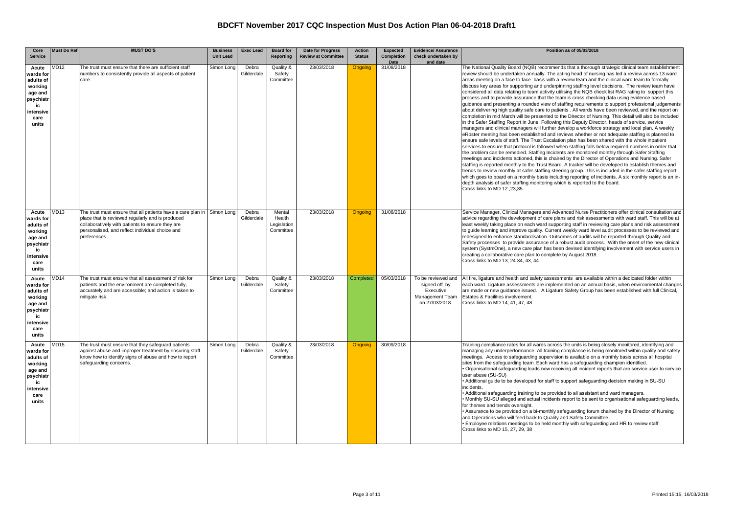# BDCFT November 2017 CQC Inspection Must Dos Action Plan 06-04-2018 Draft1

| Core Service | Must Do Ref | MUST DO'S | Business Unit Lead | Exec Lead | Board for Reporting | Date for Progress Review at Committee | Action Status | Expected Completion Date | Evidence/ Assurance check undertaken by and date | Position as of 05/03/2018 |
|---|---|---|---|---|---|---|---|---|---|---|
| Acute wards for adults of working age and psychiatric intensive care units | MD12 | The trust must ensure that there are sufficient staff numbers to consistently provide all aspects of patient care. | Simon Long | Debra Gilderdale | Quality & Safety Committee | 23/03/2018 | Ongoing | 31/08/2018 | | The National Quality Board (NQB) recommends that a thorough strategic clinical team establishment review should be undertaken annually. The acting head of nursing has led a review across 13 ward areas meeting on a face to face basis with a review team and the clinical ward team to formally discuss key areas for supporting and underpinning staffing level decisions. The review team have considered all data relating to team activity utilising the NQB check list RAG rating to support this process and to provide assurance that the team is cross checking data using evidence based guidance and presenting a rounded view of staffing requirements to support professional judgements about delivering high quality safe care to patients . All wards have been reviewed, and the report on completion in mid March will be presented to the Director of Nursing. This detail will also be included in the Safer Staffing Report in June. Following this Deputy Director, heads of service, service managers and clinical managers will further develop a workforce strategy and local plan. A weekly eRoster meeting has been established and reviews whether or not adequate staffing is planned to ensure safe levels of staff. The Trust Escalation plan has been shared with the whole inpatient services to ensure that protocol is followed when staffing falls below required numbers in order that the problem can be remedied. Staffing Incidents are monitored monthly through Safer Staffing meetings and incidents actioned, this is chaired by the Director of Operations and Nursing. Safer staffing is reported monthly to the Trust Board. A tracker will be developed to establish themes and trends to review monthly at safer staffing steering group. This is included in the safer staffing report which goes to board on a monthly basis including reporting of incidents. A six monthly report is an in-depth analysis of safer staffing monitoring which is reported to the board.<br>Cross links to MD 12 ,23,35 |
| Acute wards for adults of working age and psychiatric intensive care units | MD13 | The trust must ensure that all patients have a care plan in place that is reviewed regularly and is produced collaboratively with patients to ensure they are personalised, and reflect individual choice and preferences. | Simon Long | Debra Gilderdale | Mental Health Legislation Committee | 23/03/2018 | Ongoing | 31/08/2018 | | Service Manager, Clinical Managers and Advanced Nurse Practitioners offer clinical consultation and advice regarding the development of care plans and risk assessments with ward staff. This will be at least weekly taking place on each ward supporting staff in reviewing care plans and risk assessment to guide learning and improve quality. Current weekly ward level audit processes to be reviewed and redesigned to enhance standardisation. Outcomes of audits will be reported through Quality and Safety processes to provide assurance of a robust audit process. With the onset of the new clinical system (SystmOne), a new care plan has been devised identifying involvement with service users in creating a collaborative care plan to complete by August 2018.<br>Cross links to MD 13, 24 34, 43, 44 |
| Acute wards for adults of working age and psychiatric intensive care units | MD14 | The trust must ensure that all assessment of risk for patients and the environment are completed fully, accurately and are accessible; and action is taken to mitigate risk. | Simon Long | Debra Gilderdale | Quality & Safety Committee | 23/03/2018 | Completed | 05/03/2018 | To be reviewed and signed off by Executive Management Team on 27/03/2018. | All fire, ligature and health and safety assessments are available within a dedicated folder within each ward. Ligature assessments are implemented on an annual basis, when environmental changes are made or new guidance issued. . A Ligature Safety Group has been established with full Clinical, Estates & Facilities involvement.<br>Cross links to MD 14, 41, 47, 48 |
| Acute wards for adults of working age and psychiatric intensive care units | MD15 | The trust must ensure that they safeguard patients against abuse and improper treatment by ensuring staff know how to identify signs of abuse and how to report safeguarding concerns. | Simon Long | Debra Gilderdale | Quality & Safety Committee | 23/03/2018 | Ongoing | 30/09/2018 | | Training compliance rates for all wards across the units is being closely monitored, identifying and managing any underperformance. All training compliance is being monitored within quality and safety meetings. Access to safeguarding supervision is available on a monthly basis across all hospital sites from the safeguarding team. Each ward has a safeguarding champion identified.<br>• Organisational safeguarding leads now receiving all incident reports that are service user to service user abuse (SU-SU)<br>• Additional guide to be developed for staff to support safeguarding decision making in SU-SU incidents.<br>• Additional safeguarding training to be provided to all assistant and ward managers.<br>• Monthly SU-SU alleged and actual incidents report to be sent to organisational safeguarding leads, for themes and trends oversight.<br>• Assurance to be provided on a bi-monthly safeguarding forum chaired by the Director of Nursing and Operations who will feed back to Quality and Safety Committee.<br>• Employee relations meetings to be held monthly with safeguarding and HR to review staff<br>Cross links to MD 15, 27, 29, 38 |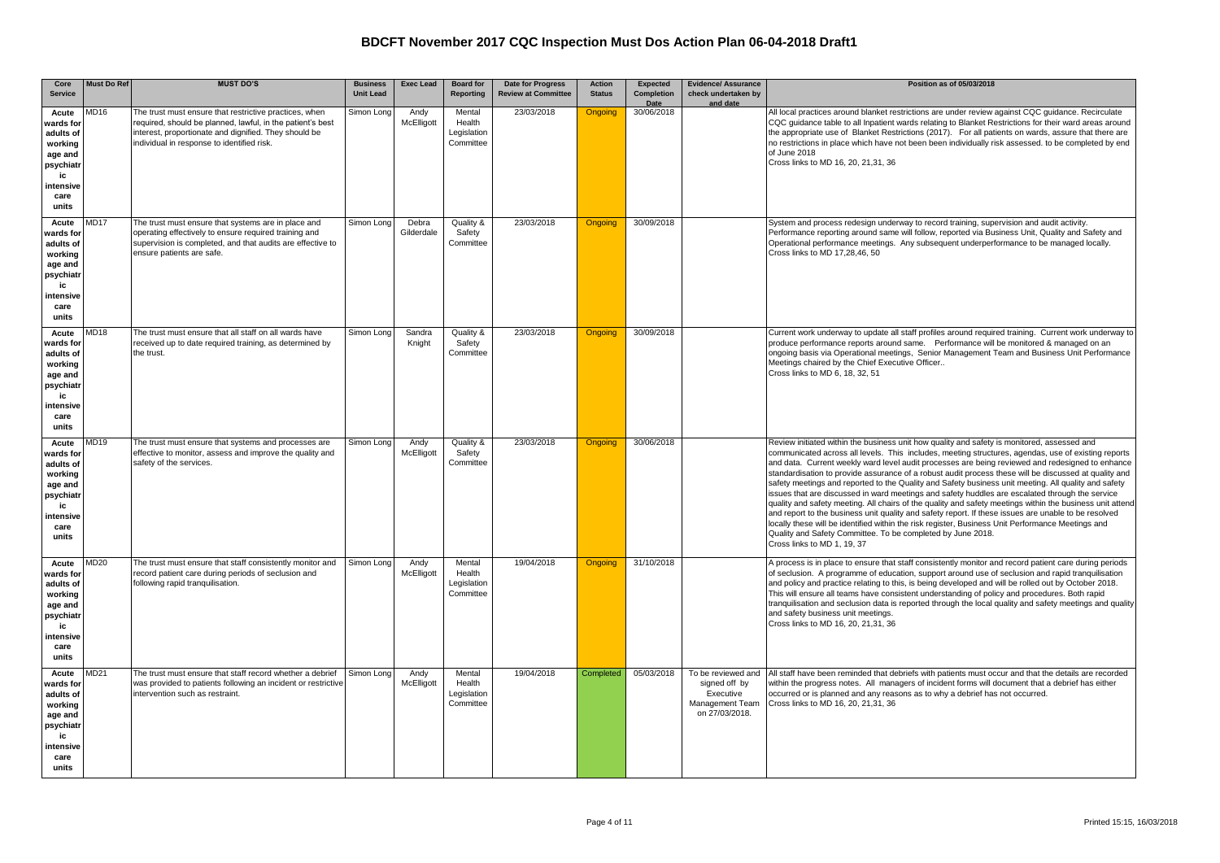# BDCFT November 2017 CQC Inspection Must Dos Action Plan 06-04-2018 Draft1

| Core Service | Must Do Ref | MUST DO'S | Business Unit Lead | Exec Lead | Board for Reporting | Date for Progress Review at Committee | Action Status | Expected Completion Date | Evidence/ Assurance check undertaken by and date | Position as of 05/03/2018 |
|---|---|---|---|---|---|---|---|---|---|---|
| Acute wards for adults of working age and psychiatric intensive care units | MD16 | The trust must ensure that restrictive practices, when required, should be planned, lawful, in the patient's best interest, proportionate and dignified. They should be individual in response to identified risk. | Simon Long | Andy McElligott | Mental Health Legislation Committee | 23/03/2018 | Ongoing | 30/06/2018 | | All local practices around blanket restrictions are under review against CQC guidance. Recirculate CQC guidance table to all Inpatient wards relating to Blanket Restrictions for their ward areas around the appropriate use of Blanket Restrictions (2017). For all patients on wards, assure that there are no restrictions in place which have not been been individually risk assessed. to be completed by end of June 2018<br>Cross links to MD 16, 20, 21,31, 36 |
| Acute wards for adults of working age and psychiatric intensive care units | MD17 | The trust must ensure that systems are in place and operating effectively to ensure required training and supervision is completed, and that audits are effective to ensure patients are safe. | Simon Long | Debra Gilderdale | Quality & Safety Committee | 23/03/2018 | Ongoing | 30/09/2018 | | System and process redesign underway to record training, supervision and audit activity. Performance reporting around same will follow, reported via Business Unit, Quality and Safety and Operational performance meetings. Any subsequent underperformance to be managed locally.<br>Cross links to MD 17,28,46, 50 |
| Acute wards for adults of working age and psychiatric intensive care units | MD18 | The trust must ensure that all staff on all wards have received up to date required training, as determined by the trust. | Simon Long | Sandra Knight | Quality & Safety Committee | 23/03/2018 | Ongoing | 30/09/2018 | | Current work underway to update all staff profiles around required training. Current work underway to produce performance reports around same. Performance will be monitored & managed on an ongoing basis via Operational meetings, Senior Management Team and Business Unit Performance Meetings chaired by the Chief Executive Officer..<br>Cross links to MD 6, 18, 32, 51 |
| Acute wards for adults of working age and psychiatric intensive care units | MD19 | The trust must ensure that systems and processes are effective to monitor, assess and improve the quality and safety of the services. | Simon Long | Andy McElligott | Quality & Safety Committee | 23/03/2018 | Ongoing | 30/06/2018 | | Review initiated within the business unit how quality and safety is monitored, assessed and communicated across all levels. This includes, meeting structures, agendas, use of existing reports and data. Current weekly ward level audit processes are being reviewed and redesigned to enhance standardisation to provide assurance of a robust audit process these will be discussed at quality and safety meetings and reported to the Quality and Safety business unit meeting. All quality and safety issues that are discussed in ward meetings and safety huddles are escalated through the service quality and safety meeting. All chairs of the quality and safety meetings within the business unit attend and report to the business unit quality and safety report. If these issues are unable to be resolved locally these will be identified within the risk register, Business Unit Performance Meetings and Quality and Safety Committee. To be completed by June 2018.<br>Cross links to MD 1, 19, 37 |
| Acute wards for adults of working age and psychiatric intensive care units | MD20 | The trust must ensure that staff consistently monitor and record patient care during periods of seclusion and following rapid tranquilisation. | Simon Long | Andy McElligott | Mental Health Legislation Committee | 19/04/2018 | Ongoing | 31/10/2018 | | A process is in place to ensure that staff consistently monitor and record patient care during periods of seclusion. A programme of education, support around use of seclusion and rapid tranquilisation and policy and practice relating to this, is being developed and will be rolled out by October 2018. This will ensure all teams have consistent understanding of policy and procedures. Both rapid tranquilisation and seclusion data is reported through the local quality and safety meetings and quality and safety business unit meetings.<br>Cross links to MD 16, 20, 21,31, 36 |
| Acute wards for adults of working age and psychiatric intensive care units | MD21 | The trust must ensure that staff record whether a debrief was provided to patients following an incident or restrictive intervention such as restraint. | Simon Long | Andy McElligott | Mental Health Legislation Committee | 19/04/2018 | Completed | 05/03/2018 | To be reviewed and signed off by Executive Management Team on 27/03/2018. | All staff have been reminded that debriefs with patients must occur and that the details are recorded within the progress notes. All managers of incident forms will document that a debrief has either occurred or is planned and any reasons as to why a debrief has not occurred.<br>Cross links to MD 16, 20, 21,31, 36 |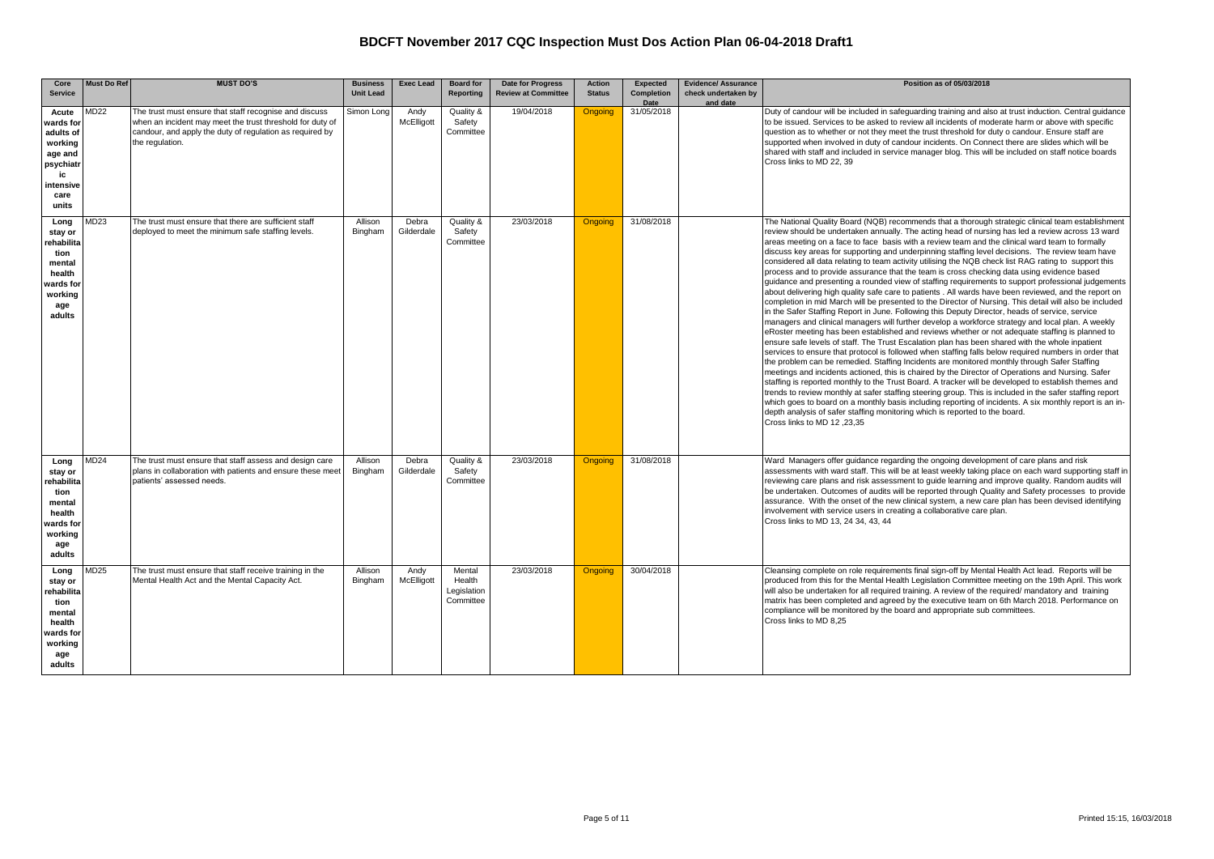# BDCFT November 2017 CQC Inspection Must Dos Action Plan 06-04-2018 Draft1

| Core Service | Must Do Ref | MUST DO'S | Business Unit Lead | Exec Lead | Board for Reporting | Date for Progress Review at Committee | Action Status | Expected Completion Date | Evidence/ Assurance check undertaken by and date | Position as of 05/03/2018 |
|---|---|---|---|---|---|---|---|---|---|---|
| Acute wards for adults of working age and psychiatric intensive care units | MD22 | The trust must ensure that staff recognise and discuss when an incident may meet the trust threshold for duty of candour, and apply the duty of regulation as required by the regulation. | Simon Long | Andy McElligott | Quality & Safety Committee | 19/04/2018 | Ongoing | 31/05/2018 | | Duty of candour will be included in safeguarding training and also at trust induction. Central guidance to be issued. Services to be asked to review all incidents of moderate harm or above with specific question as to whether or not they meet the trust threshold for duty o candour. Ensure staff are supported when involved in duty of candour incidents. On Connect there are slides which will be shared with staff and included in service manager blog. This will be included on staff notice boards<br>Cross links to MD 22, 39 |
| Long stay or rehabilitation mental health wards for working age adults | MD23 | The trust must ensure that there are sufficient staff deployed to meet the minimum safe staffing levels. | Allison Bingham | Debra Gilderdale | Quality & Safety Committee | 23/03/2018 | Ongoing | 31/08/2018 | | The National Quality Board (NQB) recommends that a thorough strategic clinical team establishment review should be undertaken annually. The acting head of nursing has led a review across 13 ward areas meeting on a face to face basis with a review team and the clinical ward team to formally discuss key areas for supporting and underpinning staffing level decisions. The review team have considered all data relating to team activity utilising the NQB check list RAG rating to support this process and to provide assurance that the team is cross checking data using evidence based guidance and presenting a rounded view of staffing requirements to support professional judgements about delivering high quality safe care to patients . All wards have been reviewed, and the report on completion in mid March will be presented to the Director of Nursing. This detail will also be included in the Safer Staffing Report in June. Following this Deputy Director, heads of service, service managers and clinical managers will further develop a workforce strategy and local plan. A weekly eRoster meeting has been established and reviews whether or not adequate staffing is planned to ensure safe levels of staff. The Trust Escalation plan has been shared with the whole inpatient services to ensure that protocol is followed when staffing falls below required numbers in order that the problem can be remedied. Staffing Incidents are monitored monthly through Safer Staffing meetings and incidents actioned, this is chaired by the Director of Operations and Nursing. Safer staffing is reported monthly to the Trust Board. A tracker will be developed to establish themes and trends to review monthly at safer staffing steering group. This is included in the safer staffing report which goes to board on a monthly basis including reporting of incidents. A six monthly report is an in-depth analysis of safer staffing monitoring which is reported to the board.<br>Cross links to MD 12 ,23,35 |
| Long stay or rehabilitation mental health wards for working age adults | MD24 | The trust must ensure that staff assess and design care plans in collaboration with patients and ensure these meet patients' assessed needs. | Allison Bingham | Debra Gilderdale | Quality & Safety Committee | 23/03/2018 | Ongoing | 31/08/2018 | | Ward Managers offer guidance regarding the ongoing development of care plans and risk assessments with ward staff. This will be at least weekly taking place on each ward supporting staff in reviewing care plans and risk assessment to guide learning and improve quality. Random audits will be undertaken. Outcomes of audits will be reported through Quality and Safety processes to provide assurance. With the onset of the new clinical system, a new care plan has been devised identifying involvement with service users in creating a collaborative care plan.<br>Cross links to MD 13, 24 34, 43, 44 |
| Long stay or rehabilitation mental health wards for working age adults | MD25 | The trust must ensure that staff receive training in the Mental Health Act and the Mental Capacity Act. | Allison Bingham | Andy McElligott | Mental Health Legislation Committee | 23/03/2018 | Ongoing | 30/04/2018 | | Cleansing complete on role requirements final sign-off by Mental Health Act lead. Reports will be produced from this for the Mental Health Legislation Committee meeting on the 19th April. This work will also be undertaken for all required training. A review of the required/ mandatory and training matrix has been completed and agreed by the executive team on 6th March 2018. Performance on compliance will be monitored by the board and appropriate sub committees.<br>Cross links to MD 8,25 |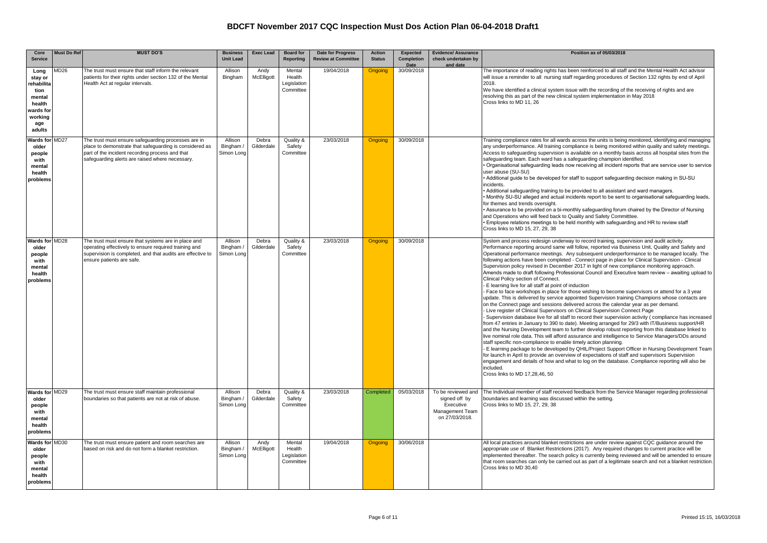# BDCFT November 2017 CQC Inspection Must Dos Action Plan 06-04-2018 Draft1

| Core Service | Must Do Ref | MUST DO'S | Business Unit Lead | Exec Lead | Board for Reporting | Date for Progress Review at Committee | Action Status | Expected Completion Date | Evidence/ Assurance check undertaken by and date | Position as of 05/03/2018 |
|---|---|---|---|---|---|---|---|---|---|---|
| Long stay or rehabilitation mental health wards for working age adults | MD26 | The trust must ensure that staff inform the relevant patients for their rights under section 132 of the Mental Health Act at regular intervals. | Allison Bingham | Andy McElligott | Mental Health Legislation Committee | 19/04/2018 | Ongoing | 30/09/2018 | | The importance of reading rights has been reinforced to all staff and the Mental Health Act advisor will issue a reminder to all nursing staff regarding procedures of Section 132 rights by end of April 2018.<br>We have identified a clinical system issue with the recording of the receiving of rights and are resolving this as part of the new clinical system implementation in May 2018<br>Cross links to MD 11, 26 |
| Wards for older people with mental health problems | MD27 | The trust must ensure safeguarding processes are in place to demonstrate that safeguarding is considered as part of the incident recording process and that safeguarding alerts are raised where necessary. | Allison Bingham / Simon Long | Debra Gilderdale | Quality & Safety Committee | 23/03/2018 | Ongoing | 30/09/2018 | | Training compliance rates for all wards across the units is being monitored, identifying and managing any underperformance. All training compliance is being monitored within quality and safety meetings. Access to safeguarding supervision is available on a monthly basis across all hospital sites from the safeguarding team. Each ward has a safeguarding champion identified.<br>• Organisational safeguarding leads now receiving all incident reports that are service user to service user abuse (SU-SU)<br>• Additional guide to be developed for staff to support safeguarding decision making in SU-SU incidents.<br>• Additional safeguarding training to be provided to all assistant and ward managers.<br>• Monthly SU-SU alleged and actual incidents report to be sent to organisational safeguarding leads, for themes and trends oversight.<br>• Assurance to be provided on a bi-monthly safeguarding forum chaired by the Director of Nursing and Operations who will feed back to Quality and Safety Committtee.<br>• Employee relations meetings to be held monthly with safeguarding and HR to review staff<br>Cross links to MD 15, 27, 29, 38 |
| Wards for older people with mental health problems | MD28 | The trust must ensure that systems are in place and operating effectively to ensure required training and supervision is completed, and that audits are effective to ensure patients are safe. | Allison Bingham / Simon Long | Debra Gilderdale | Quality & Safety Committee | 23/03/2018 | Ongoing | 30/09/2018 | | System and process redesign underway to record training, supervision and audit activity. Performance reporting around same will follow, reported via Business Unit, Quality and Safety and Operational performance meetings. Any subsequent underperformance to be managed locally. The following actions have been completed - Connect page in place for Clinical Supervision - Clinical Supervision policy revised in December 2017 in light of new compliance monitoring approach. Amends made to draft following Professional Council and Executive team review – awaiting upload to Clinical Policy section of Connect.<br>- E learning live for all staff at point of induction<br>- Face to face workshops in place for those wishing to become supervisors or attend for a 3 year update. This is delivered by service appointed Supervision training Champions whose contacts are on the Connect page and sessions delivered across the calendar year as per demand.<br>- Live register of Clinical Supervisors on Clinical Supervision Connect Page<br>- Supervision database live for all staff to record their supervision activity ( compliance has increased from 47 entries in January to 390 to date). Meeting arranged for 29/3 with IT/Business support/HR and the Nursing Development team to further develop robust reporting from this database linked to live nominal role data. This will afford assurance and intelligence to Service Managers/DDs around staff specific non-compliance to enable timely action planning.<br>- E learning package to be developed by QHIL/Project Support Officer in Nursing Development Team for launch in April to provide an overview of expectations of staff and supervisors Supervision engagement and details of how and what to log on the database. Compliance reporting will also be included.<br>Cross links to MD 17,28,46, 50 |
| Wards for older people with mental health problems | MD29 | The trust must ensure staff maintain professional boundaries so that patients are not at risk of abuse. | Allison Bingham / Simon Long | Debra Gilderdale | Quality & Safety Committee | 23/03/2018 | Completed | 05/03/2018 | To be reviewed and signed off by Executive Management Team on 27/03/2018. | The Individual member of staff received feedback from the Service Manager regarding professional boundaries and learning was discussed within the setting.<br>Cross links to MD 15, 27, 29, 38 |
| Wards for older people with mental health problems | MD30 | The trust must ensure patient and room searches are based on risk and do not form a blanket restriction. | Allison Bingham / Simon Long | Andy McElligott | Mental Health Legislation Committee | 19/04/2018 | Ongoing | 30/06/2018 | | All local practices around blanket restrictions are under review against CQC guidance around the appropriate use of Blanket Restrictions (2017). Any required changes to current practice will be implemented thereafter. The search policy is currently being reviewed and will be amended to ensure that room searches can only be carried out as part of a legitimate search and not a blanket restriction.<br>Cross links to MD 30,40 |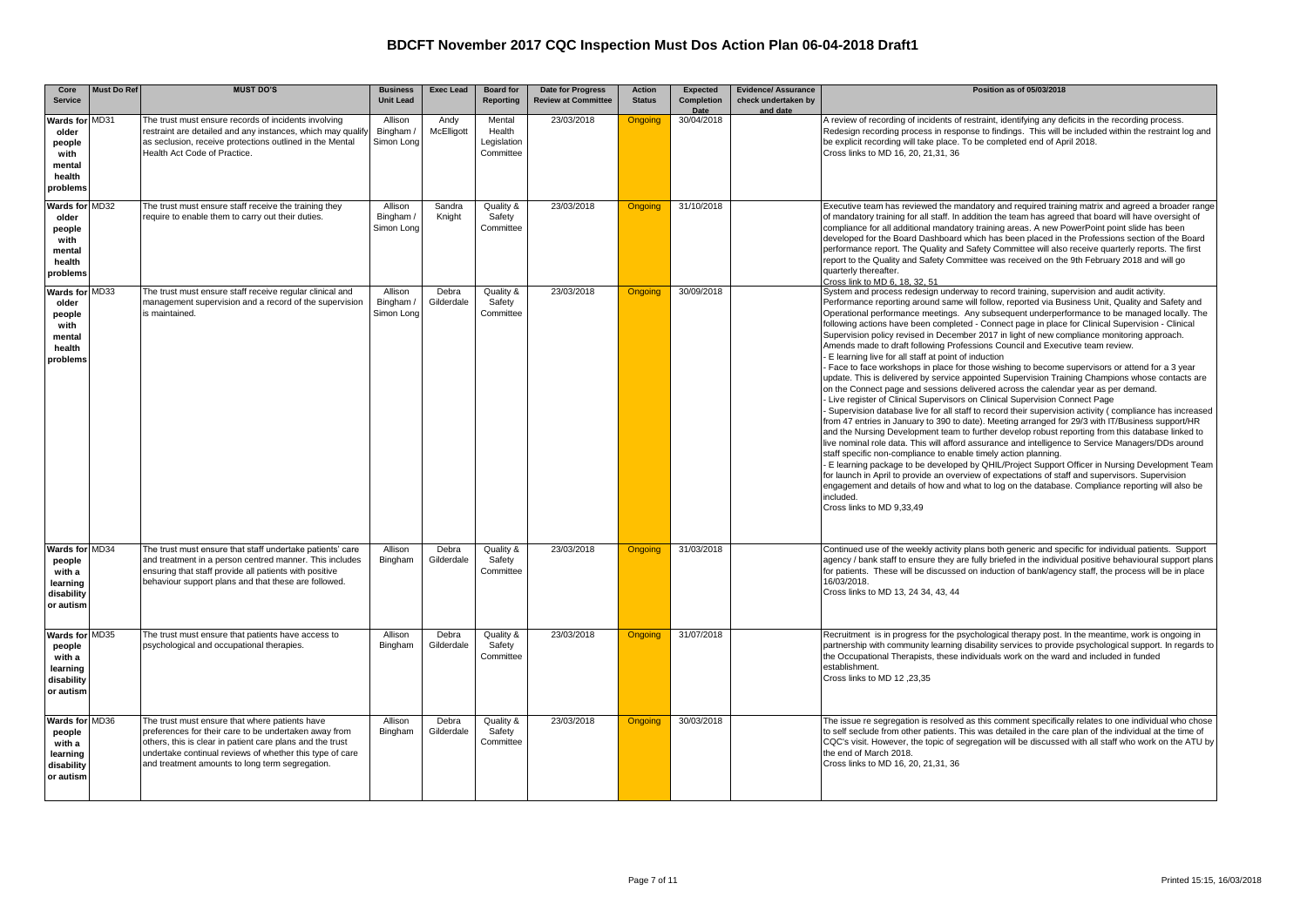# BDCFT November 2017 CQC Inspection Must Dos Action Plan 06-04-2018 Draft1

| Core Service | Must Do Ref | MUST DO'S | Business Unit Lead | Exec Lead | Board for Reporting | Date for Progress Review at Committee | Action Status | Expected Completion Date | Evidence/ Assurance check undertaken by and date | Position as of 05/03/2018 |
|---|---|---|---|---|---|---|---|---|---|---|
| Wards for older people with mental health problems | MD31 | The trust must ensure records of incidents involving restraint are detailed and any instances, which may qualify as seclusion, receive protections outlined in the Mental Health Act Code of Practice. | Allison Bingham / Simon Long | Andy McElligott | Mental Health Legislation Committee | 23/03/2018 | Ongoing | 30/04/2018 | | A review of recording of incidents of restraint, identifying any deficits in the recording process. Redesign recording process in response to findings. This will be included within the restraint log and be explicit recording will take place. To be completed end of April 2018.<br>Cross links to MD 16, 20, 21,31, 36 |
| Wards for older people with mental health problems | MD32 | The trust must ensure staff receive the training they require to enable them to carry out their duties. | Allison Bingham / Simon Long | Sandra Knight | Quality & Safety Committee | 23/03/2018 | Ongoing | 31/10/2018 | | Executive team has reviewed the mandatory and required training matrix and agreed a broader range of mandatory training for all staff. In addition the team has agreed that board will have oversight of compliance for all additional mandatory training areas. A new PowerPoint point slide has been developed for the Board Dashboard which has been placed in the Professions section of the Board performance report. The Quality and Safety Committee will also receive quarterly reports. The first report to the Quality and Safety Committee was received on the 9th February 2018 and will go quarterly thereafter.<br>Cross link to MD 6, 18, 32, 51 |
| Wards for older people with mental health problems | MD33 | The trust must ensure staff receive regular clinical and management supervision and a record of the supervision is maintained. | Allison Bingham / Simon Long | Debra Gilderdale | Quality & Safety Committee | 23/03/2018 | Ongoing | 30/09/2018 | | System and process redesign underway to record training, supervision and audit activity. Performance reporting around same will follow, reported via Business Unit, Quality and Safety and Operational performance meetings. Any subsequent underperformance to be managed locally. The following actions have been completed - Connect page in place for Clinical Supervision - Clinical Supervision policy revised in December 2017 in light of new compliance monitoring approach. Amends made to draft following Professions Council and Executive team review.<br>- E learning live for all staff at point of induction<br>- Face to face workshops in place for those wishing to become supervisors or attend for a 3 year update. This is delivered by service appointed Supervision Training Champions whose contacts are on the Connect page and sessions delivered across the calendar year as per demand.<br>- Live register of Clinical Supervisors on Clinical Supervision Connect Page<br>- Supervision database live for all staff to record their supervision activity ( compliance has increased from 47 entries in January to 390 to date). Meeting arranged for 29/3 with IT/Business support/HR and the Nursing Development team to further develop robust reporting from this database linked to live nominal role data. This will afford assurance and intelligence to Service Managers/DDs around staff specific non-compliance to enable timely action planning.<br>- E learning package to be developed by QHIL/Project Support Officer in Nursing Development Team for launch in April to provide an overview of expectations of staff and supervisors. Supervision engagement and details of how and what to log on the database. Compliance reporting will also be included.<br>Cross links to MD 9,33,49 |
| Wards for people with a learning disability or autism | MD34 | The trust must ensure that staff undertake patients' care and treatment in a person centred manner. This includes ensuring that staff provide all patients with positive behaviour support plans and that these are followed. | Allison Bingham | Debra Gilderdale | Quality & Safety Committee | 23/03/2018 | Ongoing | 31/03/2018 | | Continued use of the weekly activity plans both generic and specific for individual patients. Support agency / bank staff to ensure they are fully briefed in the individual positive behavioural support plans for patients. These will be discussed on induction of bank/agency staff, the process will be in place 16/03/2018.<br>Cross links to MD 13, 24 34, 43, 44 |
| Wards for people with a learning disability or autism | MD35 | The trust must ensure that patients have access to psychological and occupational therapies. | Allison Bingham | Debra Gilderdale | Quality & Safety Committee | 23/03/2018 | Ongoing | 31/07/2018 | | Recruitment is in progress for the psychological therapy post. In the meantime, work is ongoing in partnership with community learning disability services to provide psychological support. In regards to the Occupational Therapists, these individuals work on the ward and included in funded establishment.<br>Cross links to MD 12 ,23,35 |
| Wards for people with a learning disability or autism | MD36 | The trust must ensure that where patients have preferences for their care to be undertaken away from others, this is clear in patient care plans and the trust undertake continual reviews of whether this type of care and treatment amounts to long term segregation. | Allison Bingham | Debra Gilderdale | Quality & Safety Committee | 23/03/2018 | Ongoing | 30/03/2018 | | The issue re segregation is resolved as this comment specifically relates to one individual who chose to self seclude from other patients. This was detailed in the care plan of the individual at the time of CQC's visit. However, the topic of segregation will be discussed with all staff who work on the ATU by the end of March 2018.<br>Cross links to MD 16, 20, 21,31, 36 |

Printed 15:15, 16/03/2018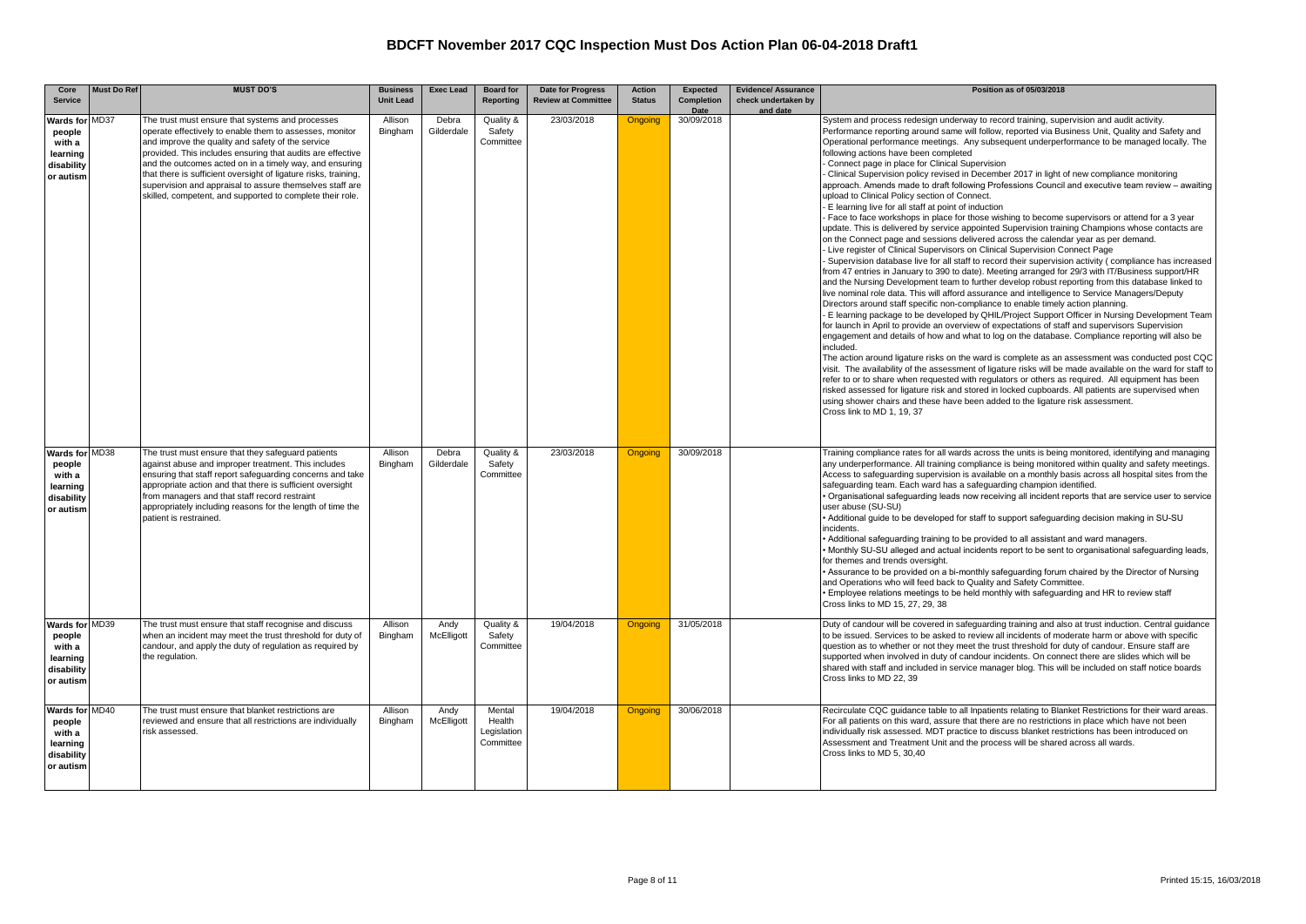# BDCFT November 2017 CQC Inspection Must Dos Action Plan 06-04-2018 Draft1

| Core Service | Must Do Ref | MUST DO'S | Business Unit Lead | Exec Lead | Board for Reporting | Date for Progress Review at Committee | Action Status | Expected Completion Date | Evidence/ Assurance check undertaken by and date | Position as of 05/03/2018 |
|---|---|---|---|---|---|---|---|---|---|---|
| Wards for people with a learning disability or autism | MD37 | The trust must ensure that systems and processes operate effectively to enable them to assesses, monitor and improve the quality and safety of the service provided. This includes ensuring that audits are effective and the outcomes acted on in a timely way, and ensuring that there is sufficient oversight of ligature risks, training, supervision and appraisal to assure themselves staff are skilled, competent, and supported to complete their role. | Allison Bingham | Debra Gilderdale | Quality & Safety Committee | 23/03/2018 | Ongoing | 30/09/2018 | | System and process redesign underway to record training, supervision and audit activity. Performance reporting around same will follow, reported via Business Unit, Quality and Safety and Operational performance meetings. Any subsequent underperformance to be managed locally. The following actions have been completed<br>- Connect page in place for Clinical Supervision<br>- Clinical Supervision policy revised in December 2017 in light of new compliance monitoring approach. Amends made to draft following Professions Council and executive team review – awaiting upload to Clinical Policy section of Connect.<br>- E learning live for all staff at point of induction<br>- Face to face workshops in place for those wishing to become supervisors or attend for a 3 year update. This is delivered by service appointed Supervision training Champions whose contacts are on the Connect page and sessions delivered across the calendar year as per demand.<br>- Live register of Clinical Supervisors on Clinical Supervision Connect Page<br>- Supervision database live for all staff to record their supervision activity ( compliance has increased from 47 entries in January to 390 to date). Meeting arranged for 29/3 with IT/Business support/HR and the Nursing Development team to further develop robust reporting from this database linked to live nominal role data. This will afford assurance and intelligence to Service Managers/Deputy Directors around staff specific non-compliance to enable timely action planning.<br>- E learning package to be developed by QHIL/Project Support Officer in Nursing Development Team for launch in April to provide an overview of expectations of staff and supervisors Supervision engagement and details of how and what to log on the database. Compliance reporting will also be included.<br>The action around ligature risks on the ward is complete as an assessment was conducted post CQC visit. The availability of the assessment of ligature risks will be made available on the ward for staff to refer to or to share when requested with regulators or others as required. All equipment has been risked assessed for ligature risk and stored in locked cupboards. All patients are supervised when using shower chairs and these have been added to the ligature risk assessment.<br>Cross link to MD 1, 19, 37 |
| Wards for people with a learning disability or autism | MD38 | The trust must ensure that they safeguard patients against abuse and improper treatment. This includes ensuring that staff report safeguarding concerns and take appropriate action and that there is sufficient oversight from managers and that staff record restraint appropriately including reasons for the length of time the patient is restrained. | Allison Bingham | Debra Gilderdale | Quality & Safety Committee | 23/03/2018 | Ongoing | 30/09/2018 | | Training compliance rates for all wards across the units is being monitored, identifying and managing any underperformance. All training compliance is being monitored within quality and safety meetings. Access to safeguarding supervision is available on a monthly basis across all hospital sites from the safeguarding team. Each ward has a safeguarding champion identified.<br>• Organisational safeguarding leads now receiving all incident reports that are service user to service user abuse (SU-SU)<br>• Additional guide to be developed for staff to support safeguarding decision making in SU-SU incidents.<br>• Additional safeguarding training to be provided to all assistant and ward managers.<br>• Monthly SU-SU alleged and actual incidents report to be sent to organisational safeguarding leads, for themes and trends oversight.<br>• Assurance to be provided on a bi-monthly safeguarding forum chaired by the Director of Nursing and Operations who will feed back to Quality and Safety Committee.<br>• Employee relations meetings to be held monthly with safeguarding and HR to review staff<br>Cross links to MD 15, 27, 29, 38 |
| Wards for people with a learning disability or autism | MD39 | The trust must ensure that staff recognise and discuss when an incident may meet the trust threshold for duty of candour, and apply the duty of regulation as required by the regulation. | Allison Bingham | Andy McElligott | Quality & Safety Committee | 19/04/2018 | Ongoing | 31/05/2018 | | Duty of candour will be covered in safeguarding training and also at trust induction. Central guidance to be issued. Services to be asked to review all incidents of moderate harm or above with specific question as to whether or not they meet the trust threshold for duty of candour. Ensure staff are supported when involved in duty of candour incidents. On connect there are slides which will be shared with staff and included in service manager blog. This will be included on staff notice boards<br>Cross links to MD 22, 39 |
| Wards for people with a learning disability or autism | MD40 | The trust must ensure that blanket restrictions are reviewed and ensure that all restrictions are individually risk assessed. | Allison Bingham | Andy McElligott | Mental Health Legislation Committee | 19/04/2018 | Ongoing | 30/06/2018 | | Recirculate CQC guidance table to all Inpatients relating to Blanket Restrictions for their ward areas. For all patients on this ward, assure that there are no restrictions in place which have not been individually risk assessed. MDT practice to discuss blanket restrictions has been introduced on Assessment and Treatment Unit and the process will be shared across all wards.<br>Cross links to MD 5, 30,40 |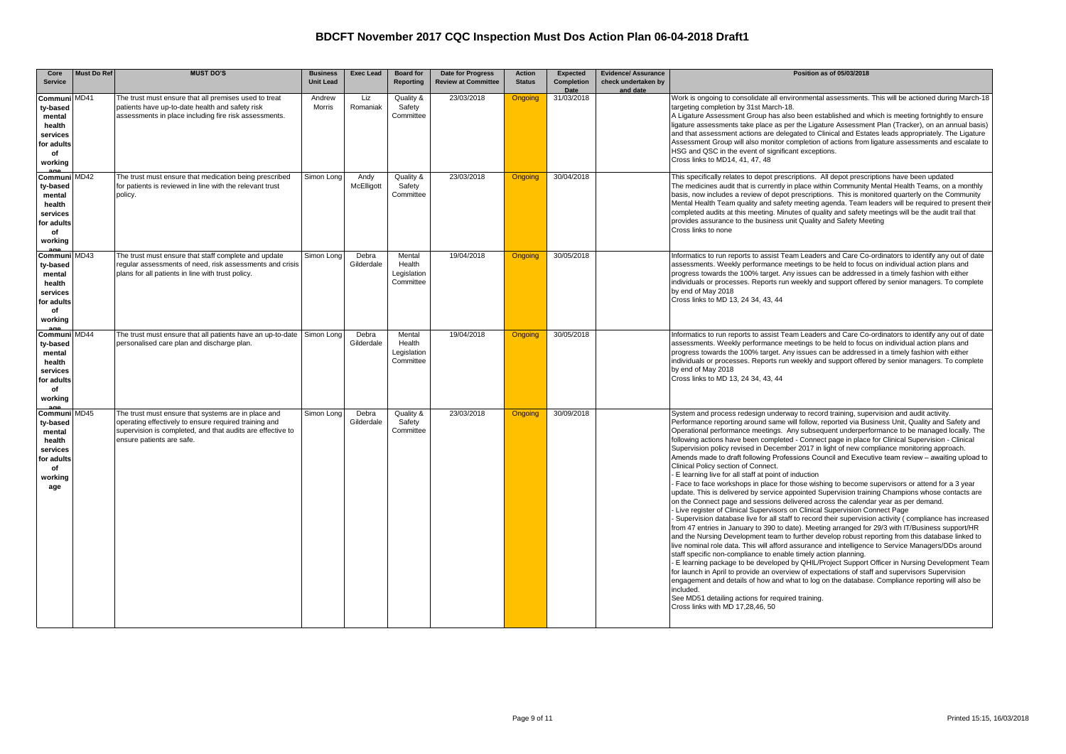# BDCFT November 2017 CQC Inspection Must Dos Action Plan 06-04-2018 Draft1

| Core Service | Must Do Ref | MUST DO'S | Business Unit Lead | Exec Lead | Board for Reporting | Date for Progress Review at Committee | Action Status | Expected Completion Date | Evidence/ Assurance check undertaken by and date | Position as of 05/03/2018 |
|---|---|---|---|---|---|---|---|---|---|---|
| Community-based mental health services for adults of working age | MD41 | The trust must ensure that all premises used to treat patients have up-to-date health and safety risk assessments in place including fire risk assessments. | Andrew Morris | Liz Romaniak | Quality & Safety Committee | 23/03/2018 | Ongoing | 31/03/2018 | | Work is ongoing to consolidate all environmental assessments. This will be actioned during March-18 targeting completion by 31st March-18.<br>A Ligature Assessment Group has also been established and which is meeting fortnightly to ensure ligature assessments take place as per the Ligature Assessment Plan (Tracker), on an annual basis) and that assessment actions are delegated to Clinical and Estates leads appropriately. The Ligature Assessment Group will also monitor completion of actions from ligature assessments and escalate to HSG and QSC in the event of significant exceptions.<br>Cross links to MD14, 41, 47, 48 |
| Community-based mental health services for adults of working age | MD42 | The trust must ensure that medication being prescribed for patients is reviewed in line with the relevant trust policy. | Simon Long | Andy McElligott | Quality & Safety Committee | 23/03/2018 | Ongoing | 30/04/2018 | | This specifically relates to depot prescriptions. All depot prescriptions have been updated<br>The medicines audit that is currently in place within Community Mental Health Teams, on a monthly basis, now includes a review of depot prescriptions. This is monitored quarterly on the Community Mental Health Team quality and safety meeting agenda. Team leaders will be required to present their completed audits at this meeting. Minutes of quality and safety meetings will be the audit trail that provides assurance to the business unit Quality and Safety Meeting<br>Cross links to none |
| Community-based mental health services for adults of working age | MD43 | The trust must ensure that staff complete and update regular assessments of need, risk assessments and crisis plans for all patients in line with trust policy. | Simon Long | Debra Gilderdale | Mental Health Legislation Committee | 19/04/2018 | Ongoing | 30/05/2018 | | Informatics to run reports to assist Team Leaders and Care Co-ordinators to identify any out of date assessments. Weekly performance meetings to be held to focus on individual action plans and progress towards the 100% target. Any issues can be addressed in a timely fashion with either individuals or processes. Reports run weekly and support offered by senior managers. To complete by end of May 2018<br>Cross links to MD 13, 24 34, 43, 44 |
| Community-based mental health services for adults of working age | MD44 | The trust must ensure that all patients have an up-to-date personalised care plan and discharge plan. | Simon Long | Debra Gilderdale | Mental Health Legislation Committee | 19/04/2018 | Ongoing | 30/05/2018 | | Informatics to run reports to assist Team Leaders and Care Co-ordinators to identify any out of date assessments. Weekly performance meetings to be held to focus on individual action plans and progress towards the 100% target. Any issues can be addressed in a timely fashion with either individuals or processes. Reports run weekly and support offered by senior managers. To complete by end of May 2018<br>Cross links to MD 13, 24 34, 43, 44 |
| Community-based mental health services for adults of working age | MD45 | The trust must ensure that systems are in place and operating effectively to ensure required training and supervision is completed, and that audits are effective to ensure patients are safe. | Simon Long | Debra Gilderdale | Quality & Safety Committee | 23/03/2018 | Ongoing | 30/09/2018 | | System and process redesign underway to record training, supervision and audit activity. Performance reporting around same will follow, reported via Business Unit, Quality and Safety and Operational performance meetings. Any subsequent underperformance to be managed locally. The following actions have been completed - Connect page in place for Clinical Supervision - Clinical Supervision policy revised in December 2017 in light of new compliance monitoring approach. Amends made to draft following Professions Council and Executive team review – awaiting upload to Clinical Policy section of Connect.<br>- E learning live for all staff at point of induction<br>- Face to face workshops in place for those wishing to become supervisors or attend for a 3 year update. This is delivered by service appointed Supervision training Champions whose contacts are on the Connect page and sessions delivered across the calendar year as per demand.<br>- Live register of Clinical Supervisors on Clinical Supervision Connect Page<br>- Supervision database live for all staff to record their supervision activity ( compliance has increased from 47 entries in January to 390 to date). Meeting arranged for 29/3 with IT/Business support/HR and the Nursing Development team to further develop robust reporting from this database linked to live nominal role data. This will afford assurance and intelligence to Service Managers/DDs around staff specific non-compliance to enable timely action planning.<br>- E learning package to be developed by QHIL/Project Support Officer in Nursing Development Team for launch in April to provide an overview of expectations of staff and supervisors Supervision engagement and details of how and what to log on the database. Compliance reporting will also be included.<br>See MD51 detailing actions for required training.<br>Cross links with MD 17,28,46, 50 |

Printed 15:15, 16/03/2018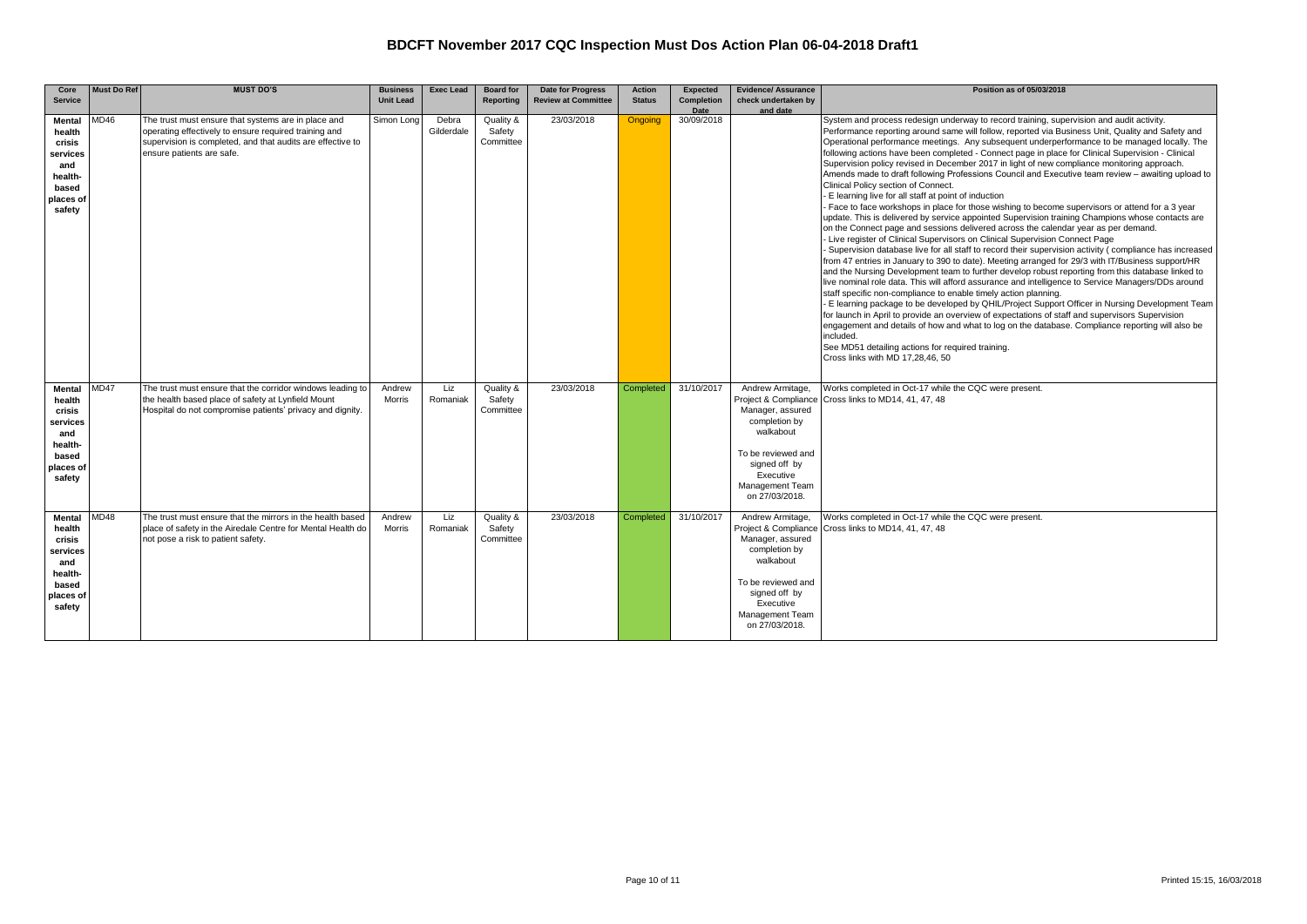# BDCFT November 2017 CQC Inspection Must Dos Action Plan 06-04-2018 Draft1

| Core Service | Must Do Ref | MUST DO'S | Business Unit Lead | Exec Lead | Board for Reporting | Date for Progress Review at Committee | Action Status | Expected Completion Date | Evidence/ Assurance check undertaken by and date | Position as of 05/03/2018 |
|---|---|---|---|---|---|---|---|---|---|---|
| **Mental health crisis services and health-based places of safety** | MD46 | The trust must ensure that systems are in place and operating effectively to ensure required training and supervision is completed, and that audits are effective to ensure patients are safe. | Simon Long | Debra Gilderdale | Quality & Safety Committee | 23/03/2018 | Ongoing | 30/09/2018 | | System and process redesign underway to record training, supervision and audit activity. Performance reporting around same will follow, reported via Business Unit, Quality and Safety and Operational performance meetings. Any subsequent underperformance to be managed locally. The following actions have been completed - Connect page in place for Clinical Supervision - Clinical Supervision policy revised in December 2017 in light of new compliance monitoring approach. Amends made to draft following Professions Council and Executive team review – awaiting upload to Clinical Policy section of Connect.<br>- E learning live for all staff at point of induction<br>- Face to face workshops in place for those wishing to become supervisors or attend for a 3 year update. This is delivered by service appointed Supervision training Champions whose contacts are on the Connect page and sessions delivered across the calendar year as per demand.<br>- Live register of Clinical Supervisors on Clinical Supervision Connect Page<br>- Supervision database live for all staff to record their supervision activity ( compliance has increased from 47 entries in January to 390 to date). Meeting arranged for 29/3 with IT/Business support/HR and the Nursing Development team to further develop robust reporting from this database linked to live nominal role data. This will afford assurance and intelligence to Service Managers/DDs around staff specific non-compliance to enable timely action planning.<br>- E learning package to be developed by QHIL/Project Support Officer in Nursing Development Team for launch in April to provide an overview of expectations of staff and supervisors Supervision engagement and details of how and what to log on the database. Compliance reporting will also be included.<br>See MD51 detailing actions for required training.<br>Cross links with MD 17,28,46, 50 |
| **Mental health crisis services and health-based places of safety** | MD47 | The trust must ensure that the corridor windows leading to the health based place of safety at Lynfield Mount Hospital do not compromise patients' privacy and dignity. | Andrew Morris | Liz Romaniak | Quality & Safety Committee | 23/03/2018 | Completed | 31/10/2017 | Andrew Armitage, Project & Compliance Manager, assured completion by walkabout<br><br>To be reviewed and signed off by Executive Management Team on 27/03/2018. | Works completed in Oct-17 while the CQC were present.<br>Cross links to MD14, 41, 47, 48 |
| **Mental health crisis services and health-based places of safety** | MD48 | The trust must ensure that the mirrors in the health based place of safety in the Airedale Centre for Mental Health do not pose a risk to patient safety. | Andrew Morris | Liz Romaniak | Quality & Safety Committee | 23/03/2018 | Completed | 31/10/2017 | Andrew Armitage, Project & Compliance Manager, assured completion by walkabout<br><br>To be reviewed and signed off by Executive Management Team on 27/03/2018. | Works completed in Oct-17 while the CQC were present.<br>Cross links to MD14, 41, 47, 48 |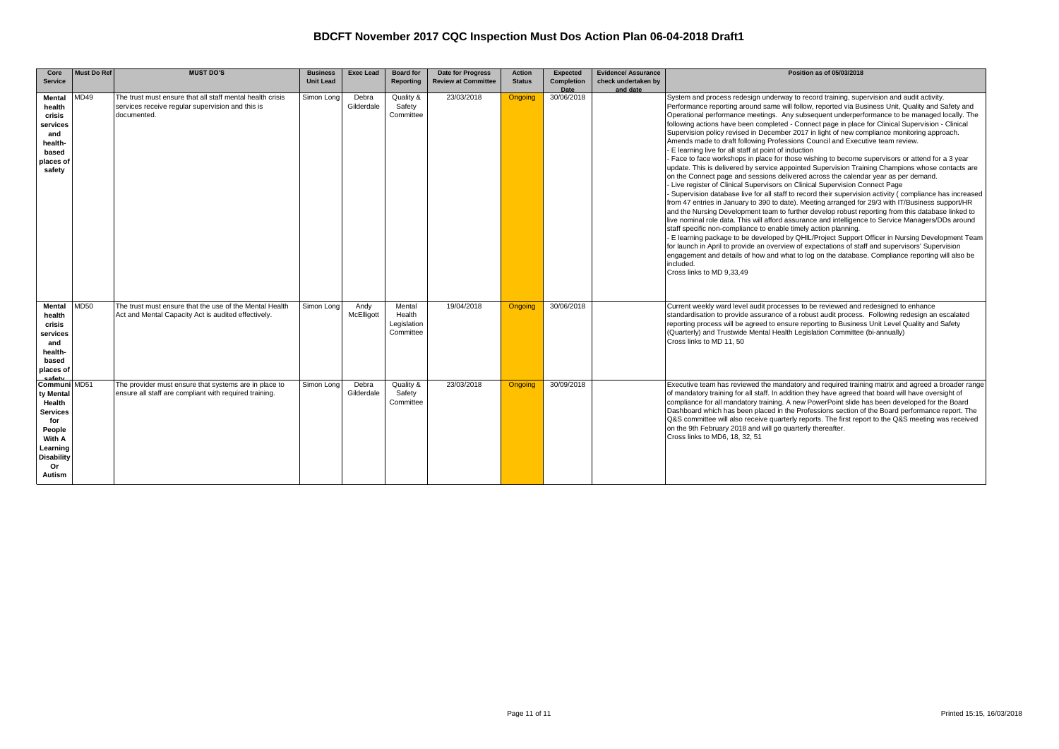# BDCFT November 2017 CQC Inspection Must Dos Action Plan 06-04-2018 Draft1

| Core Service | Must Do Ref | MUST DO'S | Business Unit Lead | Exec Lead | Board for Reporting | Date for Progress Review at Committee | Action Status | Expected Completion Date | Evidence/ Assurance check undertaken by and date | Position as of 05/03/2018 |
|---|---|---|---|---|---|---|---|---|---|---|
| Mental health crisis services and health-based places of safety | MD49 | The trust must ensure that all staff mental health crisis services receive regular supervision and this is documented. | Simon Long | Debra Gilderdale | Quality & Safety Committee | 23/03/2018 | Ongoing | 30/06/2018 | | System and process redesign underway to record training, supervision and audit activity. Performance reporting around same will follow, reported via Business Unit, Quality and Safety and Operational performance meetings. Any subsequent underperformance to be managed locally. The following actions have been completed - Connect page in place for Clinical Supervision - Clinical Supervision policy revised in December 2017 in light of new compliance monitoring approach. Amends made to draft following Professions Council and Executive team review.<br>- E learning live for all staff at point of induction<br>- Face to face workshops in place for those wishing to become supervisors or attend for a 3 year update. This is delivered by service appointed Supervision Training Champions whose contacts are on the Connect page and sessions delivered across the calendar year as per demand.<br>- Live register of Clinical Supervisors on Clinical Supervision Connect Page<br>- Supervision database live for all staff to record their supervision activity ( compliance has increased from 47 entries in January to 390 to date). Meeting arranged for 29/3 with IT/Business support/HR and the Nursing Development team to further develop robust reporting from this database linked to live nominal role data. This will afford assurance and intelligence to Service Managers/DDs around staff specific non-compliance to enable timely action planning.<br>- E learning package to be developed by QHIL/Project Support Officer in Nursing Development Team for launch in April to provide an overview of expectations of staff and supervisors' Supervision engagement and details of how and what to log on the database. Compliance reporting will also be included.<br>Cross links to MD 9,33,49 |
| Mental health crisis services and health-based places of safety | MD50 | The trust must ensure that the use of the Mental Health Act and Mental Capacity Act is audited effectively. | Simon Long | Andy McElligott | Mental Health Legislation Committee | 19/04/2018 | Ongoing | 30/06/2018 | | Current weekly ward level audit processes to be reviewed and redesigned to enhance standardisation to provide assurance of a robust audit process. Following redesign an escalated reporting process will be agreed to ensure reporting to Business Unit Level Quality and Safety (Quarterly) and Trustwide Mental Health Legislation Committee (bi-annually)<br>Cross links to MD 11, 50 |
| Community Mental Health Services for People With A Learning Disability Or Autism | MD51 | The provider must ensure that systems are in place to ensure all staff are compliant with required training. | Simon Long | Debra Gilderdale | Quality & Safety Committee | 23/03/2018 | Ongoing | 30/09/2018 | | Executive team has reviewed the mandatory and required training matrix and agreed a broader range of mandatory training for all staff. In addition they have agreed that board will have oversight of compliance for all mandatory training. A new PowerPoint slide has been developed for the Board Dashboard which has been placed in the Professions section of the Board performance report. The Q&S committee will also receive quarterly reports. The first report to the Q&S meeting was received on the 9th February 2018 and will go quarterly thereafter.<br>Cross links to MD6, 18, 32, 51 |

Printed 15:15, 16/03/2018